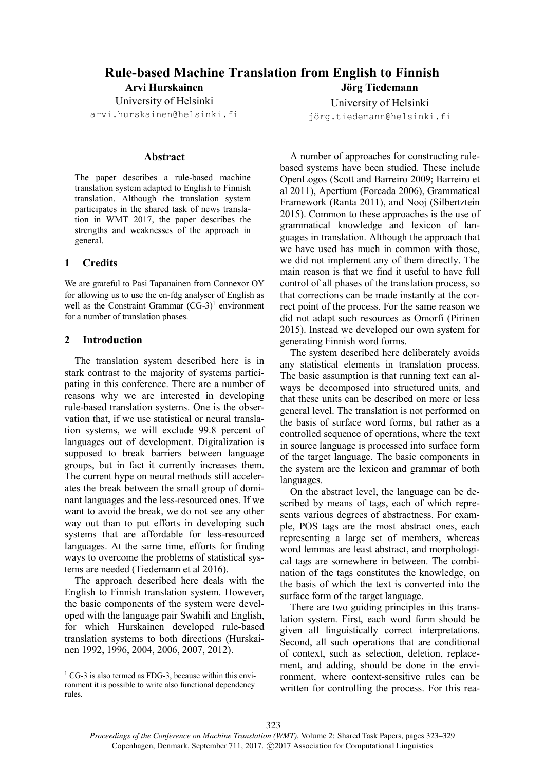# Rule-based Machine Translation from English to Finnish

**Arvi Hurskainen**
University of Helsinki
arvi.hurskainen@helsinki.fi

**Jörg Tiedemann**
University of Helsinki
jörg.tiedemann@helsinki.fi

### Abstract

The paper describes a rule-based machine translation system adapted to English to Finnish translation. Although the translation system participates in the shared task of news translation in WMT 2017, the paper describes the strengths and weaknesses of the approach in general.

## 1 Credits

We are grateful to Pasi Tapanainen from Connexor OY for allowing us to use the en-fdg analyser of English as well as the Constraint Grammar (CG-3)[1] environment for a number of translation phases.

## 2 Introduction

The translation system described here is in stark contrast to the majority of systems participating in this conference. There are a number of reasons why we are interested in developing rule-based translation systems. One is the observation that, if we use statistical or neural translation systems, we will exclude 99.8 percent of languages out of development. Digitalization is supposed to break barriers between language groups, but in fact it currently increases them. The current hype on neural methods still accelerates the break between the small group of dominant languages and the less-resourced ones. If we want to avoid the break, we do not see any other way out than to put efforts in developing such systems that are affordable for less-resourced languages. At the same time, efforts for finding ways to overcome the problems of statistical systems are needed (Tiedemann et al 2016).

The approach described here deals with the English to Finnish translation system. However, the basic components of the system were developed with the language pair Swahili and English, for which Hurskainen developed rule-based translation systems to both directions (Hurskainen 1992, 1996, 2004, 2006, 2007, 2012).

A number of approaches for constructing rule-based systems have been studied. These include OpenLogos (Scott and Barreiro 2009; Barreiro et al 2011), Apertium (Forcada 2006), Grammatical Framework (Ranta 2011), and Nooj (Silbertztein 2015). Common to these approaches is the use of grammatical knowledge and lexicon of languages in translation. Although the approach that we have used has much in common with those, we did not implement any of them directly. The main reason is that we find it useful to have full control of all phases of the translation process, so that corrections can be made instantly at the correct point of the process. For the same reason we did not adapt such resources as Omorfi (Pirinen 2015). Instead we developed our own system for generating Finnish word forms.

The system described here deliberately avoids any statistical elements in translation process. The basic assumption is that running text can always be decomposed into structured units, and that these units can be described on more or less general level. The translation is not performed on the basis of surface word forms, but rather as a controlled sequence of operations, where the text in source language is processed into surface form of the target language. The basic components in the system are the lexicon and grammar of both languages.

On the abstract level, the language can be described by means of tags, each of which represents various degrees of abstractness. For example, POS tags are the most abstract ones, each representing a large set of members, whereas word lemmas are least abstract, and morphological tags are somewhere in between. The combination of the tags constitutes the knowledge, on the basis of which the text is converted into the surface form of the target language.

There are two guiding principles in this translation system. First, each word form should be given all linguistically correct interpretations. Second, all such operations that are conditional of context, such as selection, deletion, replacement, and adding, should be done in the environment, where context-sensitive rules can be written for controlling the process. For this rea-

[1] CG-3 is also termed as FDG-3, because within this environment it is possible to write also functional dependency rules.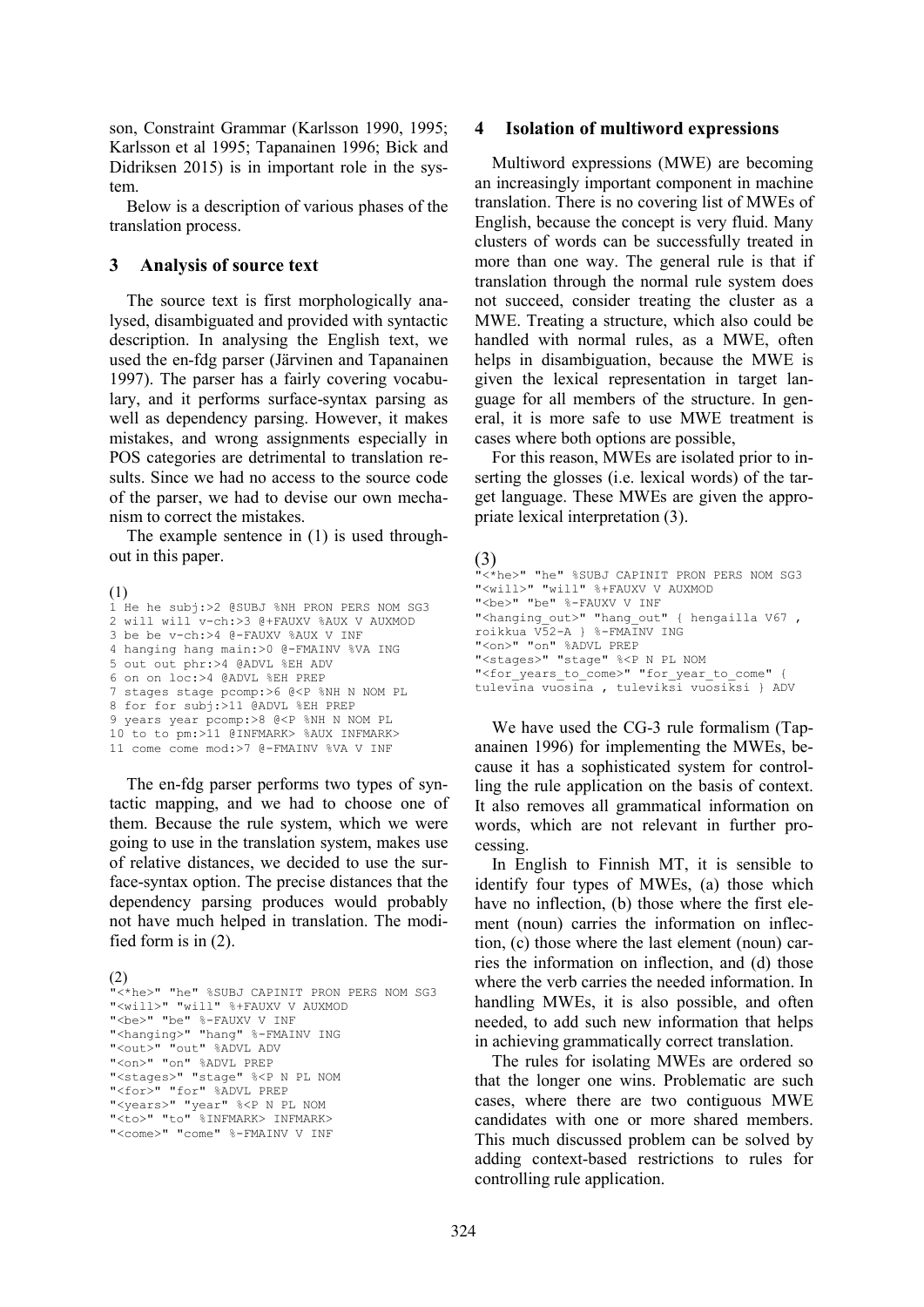son, Constraint Grammar (Karlsson 1990, 1995; Karlsson et al 1995; Tapanainen 1996; Bick and Didriksen 2015) is in important role in the system.

Below is a description of various phases of the translation process.

## 3 Analysis of source text

The source text is first morphologically analysed, disambiguated and provided with syntactic description. In analysing the English text, we used the en-fdg parser (Järvinen and Tapanainen 1997). The parser has a fairly covering vocabulary, and it performs surface-syntax parsing as well as dependency parsing. However, it makes mistakes, and wrong assignments especially in POS categories are detrimental to translation results. Since we had no access to the source code of the parser, we had to devise our own mechanism to correct the mistakes.

The example sentence in (1) is used throughout in this paper.

(1)
```
1 He he subj:>2 @SUBJ %NH PRON PERS NOM SG3
2 will will v-ch:>3 @+FAUXV %AUX V AUXMOD
3 be be v-ch:>4 @-FAUXV %AUX V INF
4 hanging hang main:>0 @-FMAINV %VA ING
5 out out phr:>4 @ADVL %EH ADV
6 on on loc:>4 @ADVL %EH PREP
7 stages stage pcomp:>6 @<P %NH N NOM PL
8 for for subj:>11 @ADVL %EH PREP
9 years year pcomp:>8 @<P %NH N NOM PL
10 to to pm:>11 @INFMARK> %AUX INFMARK>
11 come come mod:>7 @-FMAINV %VA V INF
```

The en-fdg parser performs two types of syntactic mapping, and we had to choose one of them. Because the rule system, which we were going to use in the translation system, makes use of relative distances, we decided to use the surface-syntax option. The precise distances that the dependency parsing produces would probably not have much helped in translation. The modified form is in (2).

(2)
```
"<*he>" "he" %SUBJ CAPINIT PRON PERS NOM SG3
"<will>" "will" %+FAUXV V AUXMOD
"<be>" "be" %-FAUXV V INF
"<hanging>" "hang" %-FMAINV ING
"<out>" "out" %ADVL ADV
"<on>" "on" %ADVL PREP
"<stages>" "stage" %<P N PL NOM
"<for>" "for" %ADVL PREP
"<years>" "year" %<P N PL NOM
"<to>" "to" %INFMARK> INFMARK>
"<come>" "come" %-FMAINV V INF
```

## 4 Isolation of multiword expressions

Multiword expressions (MWE) are becoming an increasingly important component in machine translation. There is no covering list of MWEs of English, because the concept is very fluid. Many clusters of words can be successfully treated in more than one way. The general rule is that if translation through the normal rule system does not succeed, consider treating the cluster as a MWE. Treating a structure, which also could be handled with normal rules, as a MWE, often helps in disambiguation, because the MWE is given the lexical representation in target language for all members of the structure. In general, it is more safe to use MWE treatment is cases where both options are possible,

For this reason, MWEs are isolated prior to inserting the glosses (i.e. lexical words) of the target language. These MWEs are given the appropriate lexical interpretation (3).

(3)
```
"<*he>" "he" %SUBJ CAPINIT PRON PERS NOM SG3
"<will>" "will" %+FAUXV V AUXMOD
"<be>" "be" %-FAUXV V INF
"<hanging_out>" "hang_out" { hengailla V67 ,
roikkua V52-A } %-FMAINV ING
"<on>" "on" %ADVL PREP
"<stages>" "stage" %<P N PL NOM
"<for_years_to_come>" "for_year_to_come" {
tulevina vuosina , tuleviksi vuosiksi } ADV
```

We have used the CG-3 rule formalism (Tapanainen 1996) for implementing the MWEs, because it has a sophisticated system for controlling the rule application on the basis of context. It also removes all grammatical information on words, which are not relevant in further processing.

In English to Finnish MT, it is sensible to identify four types of MWEs, (a) those which have no inflection, (b) those where the first element (noun) carries the information on inflection, (c) those where the last element (noun) carries the information on inflection, and (d) those where the verb carries the needed information. In handling MWEs, it is also possible, and often needed, to add such new information that helps in achieving grammatically correct translation.

The rules for isolating MWEs are ordered so that the longer one wins. Problematic are such cases, where there are two contiguous MWE candidates with one or more shared members. This much discussed problem can be solved by adding context-based restrictions to rules for controlling rule application.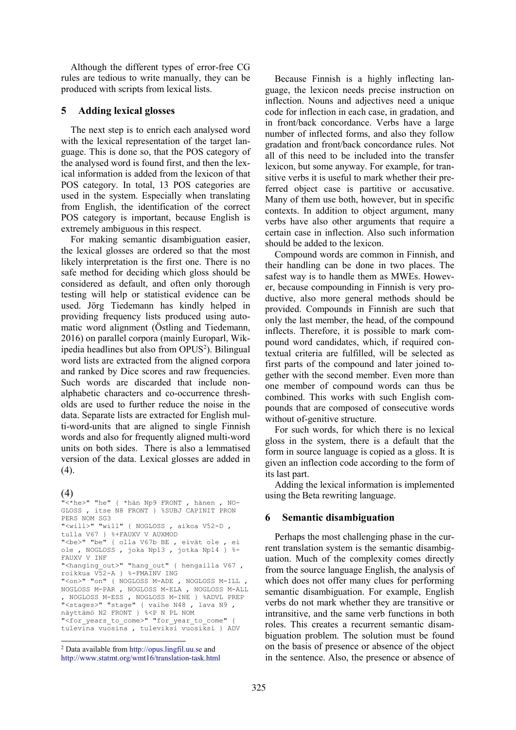Although the different types of error-free CG rules are tedious to write manually, they can be produced with scripts from lexical lists.

## 5 Adding lexical glosses

The next step is to enrich each analysed word with the lexical representation of the target language. This is done so, that the POS category of the analysed word is found first, and then the lexical information is added from the lexicon of that POS category. In total, 13 POS categories are used in the system. Especially when translating from English, the identification of the correct POS category is important, because English is extremely ambiguous in this respect.

For making semantic disambiguation easier, the lexical glosses are ordered so that the most likely interpretation is the first one. There is no safe method for deciding which gloss should be considered as default, and often only thorough testing will help or statistical evidence can be used. Jörg Tiedemann has kindly helped in providing frequency lists produced using automatic word alignment (Östling and Tiedemann, 2016) on parallel corpora (mainly Europarl, Wikipedia headlines but also from OPUS[2]). Bilingual word lists are extracted from the aligned corpora and ranked by Dice scores and raw frequencies. Such words are discarded that include non-alphabetic characters and co-occurrence thresholds are used to further reduce the noise in the data. Separate lists are extracted for English multi-word-units that are aligned to single Finnish words and also for frequently aligned multi-word units on both sides. There is also a lemmatised version of the data. Lexical glosses are added in (4).

(4)

```
"<*he>" "he" { *hän Np9 FRONT , hänen , NO-
GLOSS , itse N8 FRONT } %SUBJ CAPINIT PRON
PERS NOM SG3
"<will>" "will" { NOGLOSS , aikoa V52-D ,
tulla V67 } %+FAUXV V AUXMOD
"<be>" "be" { olla V67b BE , eivät ole , ei
ole , NOGLOSS , joka Np13 , jotka Np14 } %-
FAUXV V INF
"<hanging_out>" "hang_out" { hengailla V67 ,
roikkua V52-A } %-FMAINV ING
"<on>" "on" { NOGLOSS M-ADE , NOGLOSS M-ILL ,
NOGLOSS M-PAR , NOGLOSS M-ELA , NOGLOSS M-ALL
, NOGLOSS M-ESS , NOGLOSS M-INE } %ADVL PREP
"<stages>" "stage" { vaihe N48 , lava N9 ,
näyttämö N2 FRONT } %<P N PL NOM
"<for_years_to_come>" "for_year_to_come" {
tulevina vuosina , tuleviksi vuosiksi } ADV
```

[2] Data available from http://opus.lingfil.uu.se and http://www.statmt.org/wmt16/translation-task.html

Because Finnish is a highly inflecting language, the lexicon needs precise instruction on inflection. Nouns and adjectives need a unique code for inflection in each case, in gradation, and in front/back concordance. Verbs have a large number of inflected forms, and also they follow gradation and front/back concordance rules. Not all of this need to be included into the transfer lexicon, but some anyway. For example, for transitive verbs it is useful to mark whether their preferred object case is partitive or accusative. Many of them use both, however, but in specific contexts. In addition to object argument, many verbs have also other arguments that require a certain case in inflection. Also such information should be added to the lexicon.

Compound words are common in Finnish, and their handling can be done in two places. The safest way is to handle them as MWEs. However, because compounding in Finnish is very productive, also more general methods should be provided. Compounds in Finnish are such that only the last member, the head, of the compound inflects. Therefore, it is possible to mark compound word candidates, which, if required contextual criteria are fulfilled, will be selected as first parts of the compound and later joined together with the second member. Even more than one member of compound words can thus be combined. This works with such English compounds that are composed of consecutive words without of-genitive structure.

For such words, for which there is no lexical gloss in the system, there is a default that the form in source language is copied as a gloss. It is given an inflection code according to the form of its last part.

Adding the lexical information is implemented using the Beta rewriting language.

## 6 Semantic disambiguation

Perhaps the most challenging phase in the current translation system is the semantic disambiguation. Much of the complexity comes directly from the source language English, the analysis of which does not offer many clues for performing semantic disambiguation. For example, English verbs do not mark whether they are transitive or intransitive, and the same verb functions in both roles. This creates a recurrent semantic disambiguation problem. The solution must be found on the basis of presence or absence of the object in the sentence. Also, the presence or absence of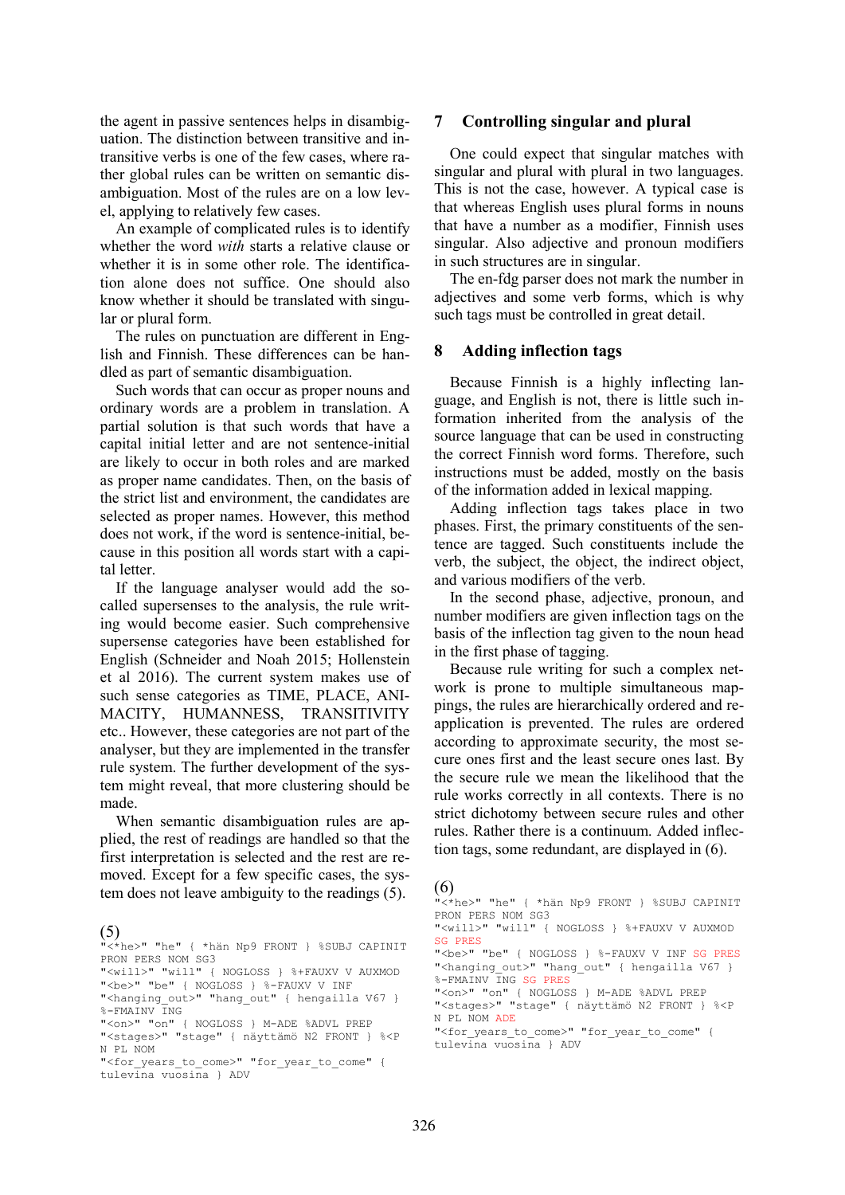the agent in passive sentences helps in disambiguation. The distinction between transitive and intransitive verbs is one of the few cases, where rather global rules can be written on semantic disambiguation. Most of the rules are on a low level, applying to relatively few cases.

An example of complicated rules is to identify whether the word *with* starts a relative clause or whether it is in some other role. The identification alone does not suffice. One should also know whether it should be translated with singular or plural form.

The rules on punctuation are different in English and Finnish. These differences can be handled as part of semantic disambiguation.

Such words that can occur as proper nouns and ordinary words are a problem in translation. A partial solution is that such words that have a capital initial letter and are not sentence-initial are likely to occur in both roles and are marked as proper name candidates. Then, on the basis of the strict list and environment, the candidates are selected as proper names. However, this method does not work, if the word is sentence-initial, because in this position all words start with a capital letter.

If the language analyser would add the so-called supersenses to the analysis, the rule writing would become easier. Such comprehensive supersense categories have been established for English (Schneider and Noah 2015; Hollenstein et al 2016). The current system makes use of such sense categories as TIME, PLACE, ANIMACITY, HUMANNESS, TRANSITIVITY etc.. However, these categories are not part of the analyser, but they are implemented in the transfer rule system. The further development of the system might reveal, that more clustering should be made.

When semantic disambiguation rules are applied, the rest of readings are handled so that the first interpretation is selected and the rest are removed. Except for a few specific cases, the system does not leave ambiguity to the readings (5).

(5)

```
"<*he>" "he" { *hän Np9 FRONT } %SUBJ CAPINIT
PRON PERS NOM SG3
"<will>" "will" { NOGLOSS } %+FAUXV V AUXMOD
"<be>" "be" { NOGLOSS } %-FAUXV V INF
"<hanging_out>" "hang_out" { hengailla V67 }
%-FMAINV ING
"<on>" "on" { NOGLOSS } M-ADE %ADVL PREP
"<stages>" "stage" { näyttämö N2 FRONT } %<P
N PL NOM
"<for_years_to_come>" "for_year_to_come" {
tulevina vuosina } ADV
```

## 7 Controlling singular and plural

One could expect that singular matches with singular and plural with plural in two languages. This is not the case, however. A typical case is that whereas English uses plural forms in nouns that have a number as a modifier, Finnish uses singular. Also adjective and pronoun modifiers in such structures are in singular.

The en-fdg parser does not mark the number in adjectives and some verb forms, which is why such tags must be controlled in great detail.

## 8 Adding inflection tags

Because Finnish is a highly inflecting language, and English is not, there is little such information inherited from the analysis of the source language that can be used in constructing the correct Finnish word forms. Therefore, such instructions must be added, mostly on the basis of the information added in lexical mapping.

Adding inflection tags takes place in two phases. First, the primary constituents of the sentence are tagged. Such constituents include the verb, the subject, the object, the indirect object, and various modifiers of the verb.

In the second phase, adjective, pronoun, and number modifiers are given inflection tags on the basis of the inflection tag given to the noun head in the first phase of tagging.

Because rule writing for such a complex network is prone to multiple simultaneous mappings, the rules are hierarchically ordered and reapplication is prevented. The rules are ordered according to approximate security, the most secure ones first and the least secure ones last. By the secure rule we mean the likelihood that the rule works correctly in all contexts. There is no strict dichotomy between secure rules and other rules. Rather there is a continuum. Added inflection tags, some redundant, are displayed in (6).

(6)

```
"<*he>" "he" { *hän Np9 FRONT } %SUBJ CAPINIT
PRON PERS NOM SG3
"<will>" "will" { NOGLOSS } %+FAUXV V AUXMOD
SG PRES
"<be>" "be" { NOGLOSS } %-FAUXV V INF SG PRES
"<hanging_out>" "hang_out" { hengailla V67 }
%-FMAINV ING SG PRES
"<on>" "on" { NOGLOSS } M-ADE %ADVL PREP
"<stages>" "stage" { näyttämö N2 FRONT } %<P
N PL NOM ADE
"<for_years_to_come>" "for_year_to_come" {
tulevina vuosina } ADV
```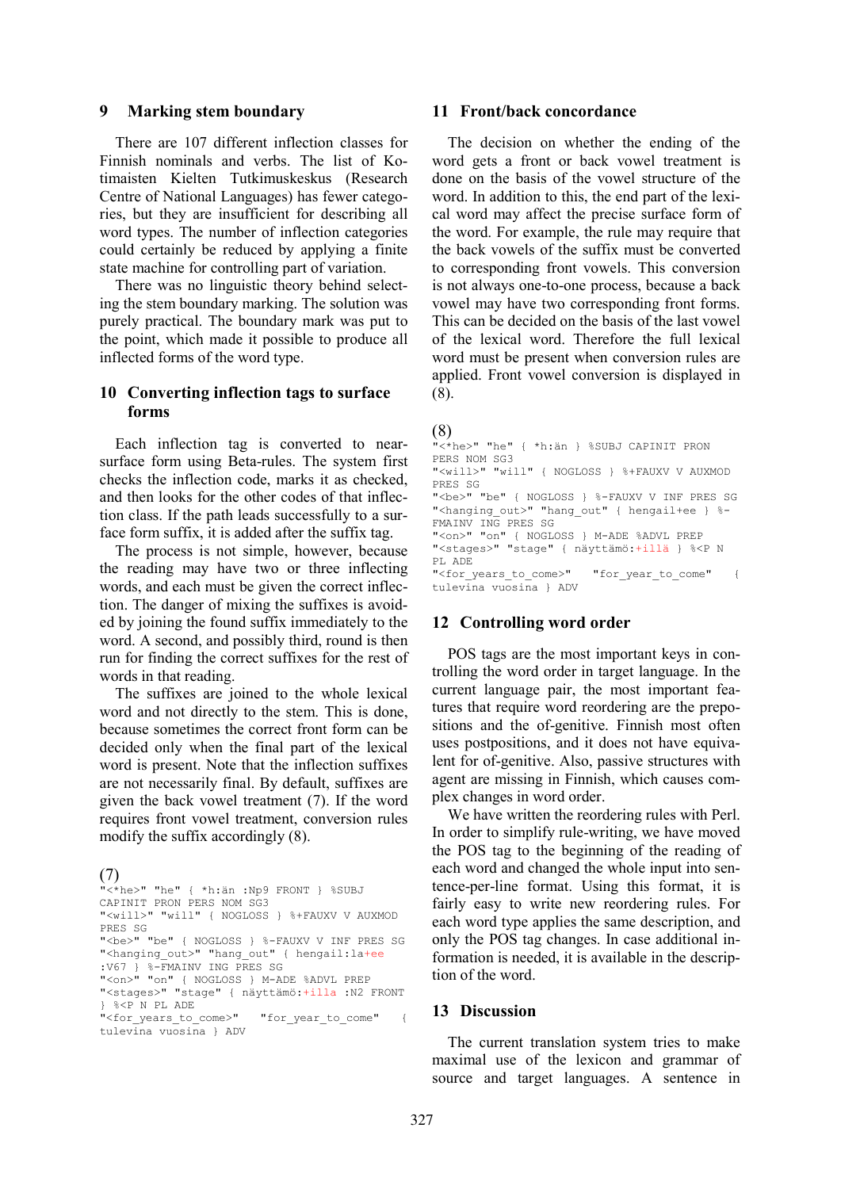## 9 Marking stem boundary

There are 107 different inflection classes for Finnish nominals and verbs. The list of Kotimaisten Kielten Tutkimuskeskus (Research Centre of National Languages) has fewer categories, but they are insufficient for describing all word types. The number of inflection categories could certainly be reduced by applying a finite state machine for controlling part of variation.

There was no linguistic theory behind selecting the stem boundary marking. The solution was purely practical. The boundary mark was put to the point, which made it possible to produce all inflected forms of the word type.

## 10 Converting inflection tags to surface forms

Each inflection tag is converted to near-surface form using Beta-rules. The system first checks the inflection code, marks it as checked, and then looks for the other codes of that inflection class. If the path leads successfully to a surface form suffix, it is added after the suffix tag.

The process is not simple, however, because the reading may have two or three inflecting words, and each must be given the correct inflection. The danger of mixing the suffixes is avoided by joining the found suffix immediately to the word. A second, and possibly third, round is then run for finding the correct suffixes for the rest of words in that reading.

The suffixes are joined to the whole lexical word and not directly to the stem. This is done, because sometimes the correct front form can be decided only when the final part of the lexical word is present. Note that the inflection suffixes are not necessarily final. By default, suffixes are given the back vowel treatment (7). If the word requires front vowel treatment, conversion rules modify the suffix accordingly (8).

(7)
```
"<*he>" "he" { *h:än :Np9 FRONT } %SUBJ
CAPINIT PRON PERS NOM SG3
"<will>" "will" { NOGLOSS } %+FAUXV V AUXMOD
PRES SG
"<be>" "be" { NOGLOSS } %-FAUXV V INF PRES SG
"<hanging_out>" "hang_out" { hengail:la+ee
:V67 } %-FMAINV ING PRES SG
"<on>" "on" { NOGLOSS } M-ADE %ADVL PREP
"<stages>" "stage" { näyttämö:+illa :N2 FRONT
} %<P N PL ADE
"<for_years_to_come>" "for_year_to_come" {
tulevina vuosina } ADV
```

## 11 Front/back concordance

The decision on whether the ending of the word gets a front or back vowel treatment is done on the basis of the vowel structure of the word. In addition to this, the end part of the lexical word may affect the precise surface form of the word. For example, the rule may require that the back vowels of the suffix must be converted to corresponding front vowels. This conversion is not always one-to-one process, because a back vowel may have two corresponding front forms. This can be decided on the basis of the last vowel of the lexical word. Therefore the full lexical word must be present when conversion rules are applied. Front vowel conversion is displayed in (8).

(8)
```
"<*he>" "he" { *h:än } %SUBJ CAPINIT PRON
PERS NOM SG3
"<will>" "will" { NOGLOSS } %+FAUXV V AUXMOD
PRES SG
"<be>" "be" { NOGLOSS } %-FAUXV V INF PRES SG
"<hanging_out>" "hang_out" { hengail+ee } %-
FMAINV ING PRES SG
"<on>" "on" { NOGLOSS } M-ADE %ADVL PREP
"<stages>" "stage" { näyttämö:+illä } %<P N
PL ADE
"<for_years_to_come>" "for_year_to_come" {
tulevina vuosina } ADV
```

## 12 Controlling word order

POS tags are the most important keys in controlling the word order in target language. In the current language pair, the most important features that require word reordering are the prepositions and the of-genitive. Finnish most often uses postpositions, and it does not have equivalent for of-genitive. Also, passive structures with agent are missing in Finnish, which causes complex changes in word order.

We have written the reordering rules with Perl. In order to simplify rule-writing, we have moved the POS tag to the beginning of the reading of each word and changed the whole input into sentence-per-line format. Using this format, it is fairly easy to write new reordering rules. For each word type applies the same description, and only the POS tag changes. In case additional information is needed, it is available in the description of the word.

## 13 Discussion

The current translation system tries to make maximal use of the lexicon and grammar of source and target languages. A sentence in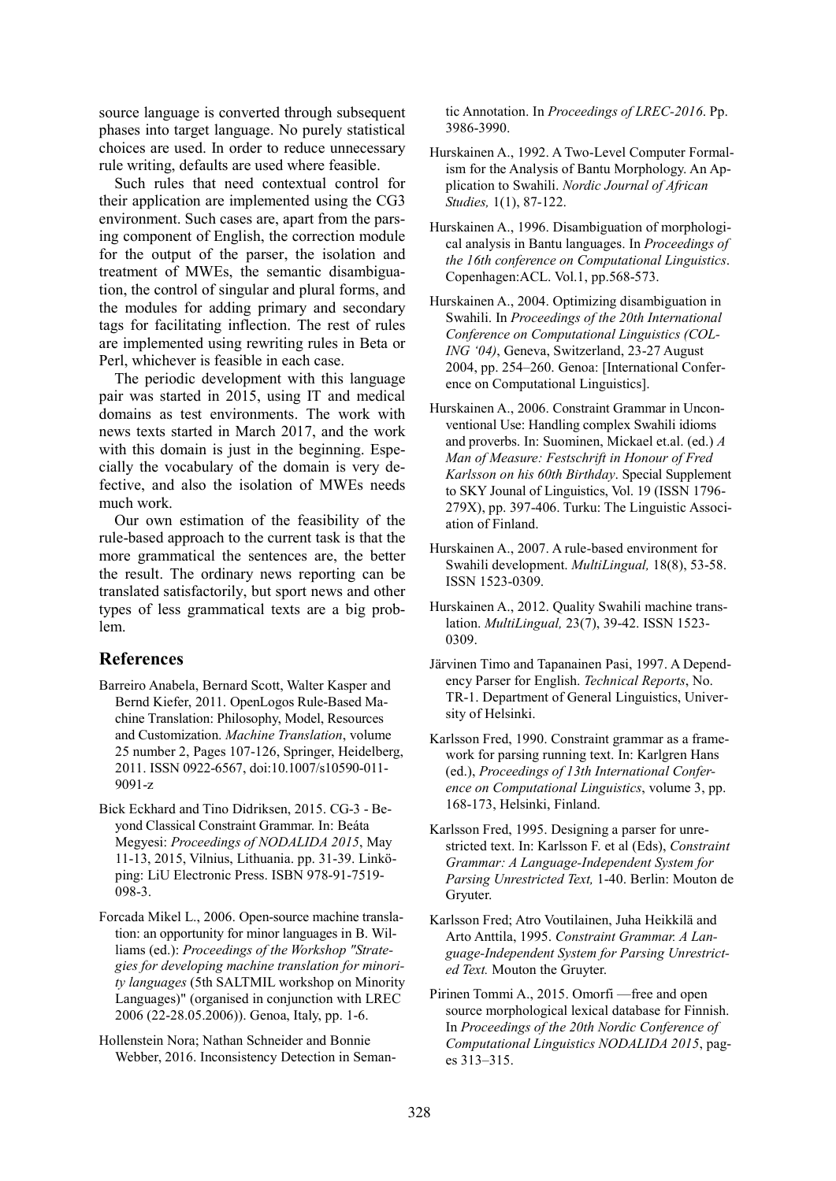source language is converted through subsequent phases into target language. No purely statistical choices are used. In order to reduce unnecessary rule writing, defaults are used where feasible.

Such rules that need contextual control for their application are implemented using the CG3 environment. Such cases are, apart from the parsing component of English, the correction module for the output of the parser, the isolation and treatment of MWEs, the semantic disambiguation, the control of singular and plural forms, and the modules for adding primary and secondary tags for facilitating inflection. The rest of rules are implemented using rewriting rules in Beta or Perl, whichever is feasible in each case.

The periodic development with this language pair was started in 2015, using IT and medical domains as test environments. The work with news texts started in March 2017, and the work with this domain is just in the beginning. Especially the vocabulary of the domain is very defective, and also the isolation of MWEs needs much work.

Our own estimation of the feasibility of the rule-based approach to the current task is that the more grammatical the sentences are, the better the result. The ordinary news reporting can be translated satisfactorily, but sport news and other types of less grammatical texts are a big problem.

## References

Barreiro Anabela, Bernard Scott, Walter Kasper and Bernd Kiefer, 2011. OpenLogos Rule-Based Machine Translation: Philosophy, Model, Resources and Customization. *Machine Translation*, volume 25 number 2, Pages 107-126, Springer, Heidelberg, 2011. ISSN 0922-6567, doi:10.1007/s10590-011-9091-z

Bick Eckhard and Tino Didriksen, 2015. CG-3 - Beyond Classical Constraint Grammar. In: Beáta Megyesi: *Proceedings of NODALIDA 2015*, May 11-13, 2015, Vilnius, Lithuania. pp. 31-39. Linköping: LiU Electronic Press. ISBN 978-91-7519-098-3.

Forcada Mikel L., 2006. Open-source machine translation: an opportunity for minor languages in B. Williams (ed.): *Proceedings of the Workshop "Strategies for developing machine translation for minority languages* (5th SALTMIL workshop on Minority Languages)" (organised in conjunction with LREC 2006 (22-28.05.2006)). Genoa, Italy, pp. 1-6.

Hollenstein Nora; Nathan Schneider and Bonnie Webber, 2016. Inconsistency Detection in Semantic Annotation. In *Proceedings of LREC-2016*. Pp. 3986-3990.

Hurskainen A., 1992. A Two-Level Computer Formalism for the Analysis of Bantu Morphology. An Application to Swahili. *Nordic Journal of African Studies,* 1(1), 87-122.

Hurskainen A., 1996. Disambiguation of morphological analysis in Bantu languages. In *Proceedings of the 16th conference on Computational Linguistics*. Copenhagen:ACL. Vol.1, pp.568-573.

Hurskainen A., 2004. Optimizing disambiguation in Swahili. In *Proceedings of the 20th International Conference on Computational Linguistics (COLING '04)*, Geneva, Switzerland, 23-27 August 2004, pp. 254–260. Genoa: [International Conference on Computational Linguistics].

Hurskainen A., 2006. Constraint Grammar in Unconventional Use: Handling complex Swahili idioms and proverbs. In: Suominen, Mickael et.al. (ed.) *A Man of Measure: Festschrift in Honour of Fred Karlsson on his 60th Birthday*. Special Supplement to SKY Jounal of Linguistics, Vol. 19 (ISSN 1796-279X), pp. 397-406. Turku: The Linguistic Association of Finland.

Hurskainen A., 2007. A rule-based environment for Swahili development. *MultiLingual,* 18(8), 53-58. ISSN 1523-0309.

Hurskainen A., 2012. Quality Swahili machine translation. *MultiLingual,* 23(7), 39-42. ISSN 1523-0309.

Järvinen Timo and Tapanainen Pasi, 1997. A Dependency Parser for English. *Technical Reports*, No. TR-1. Department of General Linguistics, University of Helsinki.

Karlsson Fred, 1990. Constraint grammar as a framework for parsing running text. In: Karlgren Hans (ed.), *Proceedings of 13th International Conference on Computational Linguistics*, volume 3, pp. 168-173, Helsinki, Finland.

Karlsson Fred, 1995. Designing a parser for unrestricted text. In: Karlsson F. et al (Eds), *Constraint Grammar: A Language-Independent System for Parsing Unrestricted Text,* 1-40. Berlin: Mouton de Gryuter.

Karlsson Fred; Atro Voutilainen, Juha Heikkilä and Arto Anttila, 1995. *Constraint Grammar. A Language-Independent System for Parsing Unrestricted Text.* Mouton the Gruyter.

Pirinen Tommi A., 2015. Omorfi —free and open source morphological lexical database for Finnish. In *Proceedings of the 20th Nordic Conference of Computational Linguistics NODALIDA 2015*, pages 313–315.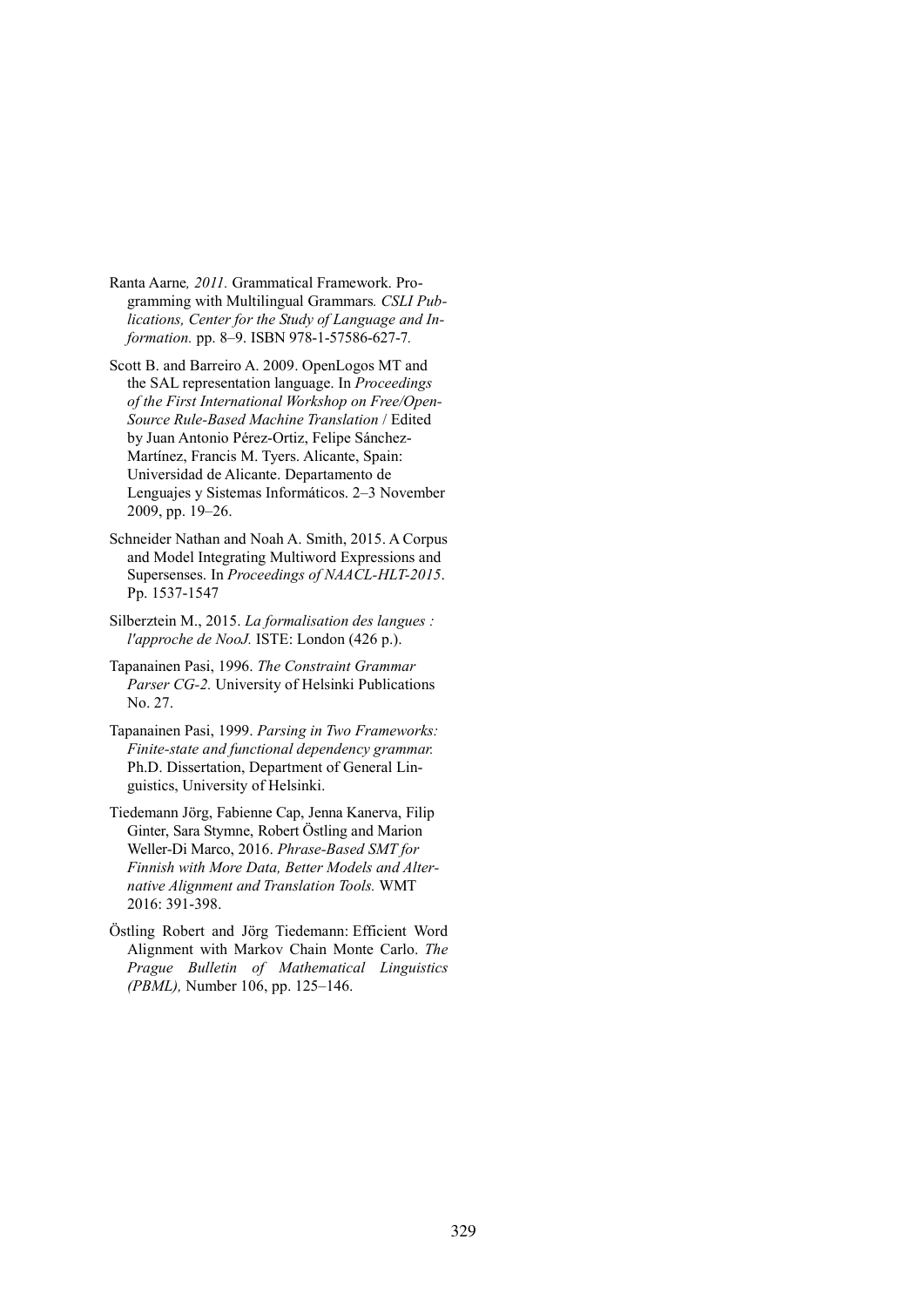Ranta Aarne*, 2011.* Grammatical Framework. Programming with Multilingual Grammars*. CSLI Publications, Center for the Study of Language and Information.* pp. 8–9. ISBN 978-1-57586-627-7*.*

Scott B. and Barreiro A. 2009. OpenLogos MT and the SAL representation language. In *Proceedings of the First International Workshop on Free/Open-Source Rule-Based Machine Translation* / Edited by Juan Antonio Pérez-Ortiz, Felipe Sánchez-Martínez, Francis M. Tyers. Alicante, Spain: Universidad de Alicante. Departamento de Lenguajes y Sistemas Informáticos. 2–3 November 2009, pp. 19–26.

Schneider Nathan and Noah A. Smith, 2015. A Corpus and Model Integrating Multiword Expressions and Supersenses. In *Proceedings of NAACL-HLT-2015*. Pp. 1537-1547

Silberztein M., 2015. *La formalisation des langues : l'approche de NooJ.* ISTE: London (426 p.).

Tapanainen Pasi, 1996. *The Constraint Grammar Parser CG-2.* University of Helsinki Publications No. 27.

Tapanainen Pasi, 1999. *Parsing in Two Frameworks: Finite-state and functional dependency grammar.* Ph.D. Dissertation, Department of General Linguistics, University of Helsinki.

Tiedemann Jörg, Fabienne Cap, Jenna Kanerva, Filip Ginter, Sara Stymne, Robert Östling and Marion Weller-Di Marco, 2016. *Phrase-Based SMT for Finnish with More Data, Better Models and Alternative Alignment and Translation Tools.* WMT 2016: 391-398.

Östling Robert and Jörg Tiedemann: Efficient Word Alignment with Markov Chain Monte Carlo. *The Prague Bulletin of Mathematical Linguistics (PBML),* Number 106, pp. 125–146.